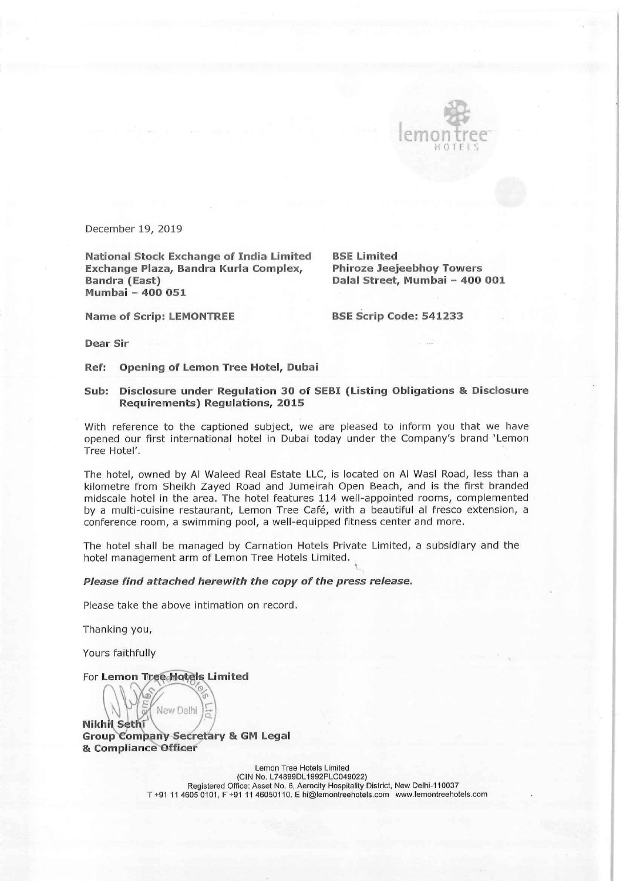December 19, 2019

**National Stock Exchange of India Limited**
**Exchange Plaza, Bandra Kurla Complex,**
**Bandra (East)**
**Mumbai – 400 051**

**Name of Scrip: LEMONTREE**

**BSE Limited**
**Phiroze Jeejeebhoy Towers**
**Dalal Street, Mumbai – 400 001**

**BSE Scrip Code: 541233**

**Dear Sir**

**Ref: Opening of Lemon Tree Hotel, Dubai**

**Sub: Disclosure under Regulation 30 of SEBI (Listing Obligations & Disclosure Requirements) Regulations, 2015**

With reference to the captioned subject, we are pleased to inform you that we have opened our first international hotel in Dubai today under the Company's brand 'Lemon Tree Hotel'.

The hotel, owned by Al Waleed Real Estate LLC, is located on Al Wasl Road, less than a kilometre from Sheikh Zayed Road and Jumeirah Open Beach, and is the first branded midscale hotel in the area. The hotel features 114 well-appointed rooms, complemented by a multi-cuisine restaurant, Lemon Tree Café, with a beautiful al fresco extension, a conference room, a swimming pool, a well-equipped fitness center and more.

The hotel shall be managed by Carnation Hotels Private Limited, a subsidiary and the hotel management arm of Lemon Tree Hotels Limited.

***Please find attached herewith the copy of the press release.***

Please take the above intimation on record.

Thanking you,

Yours faithfully

For **Lemon Tree Hotels Limited**

**Nikhil Sethi**
**Group Company Secretary & GM Legal**
**& Compliance Officer**

Lemon Tree Hotels Limited
(CIN No. L74899DL1992PLC049022)
Registered Office: Asset No. 6, Aerocity Hospitality District, New Delhi-110037
T +91 11 4605 0101, F +91 11 46050110. E hi@lemontreehotels.com www.lemontreehotels.com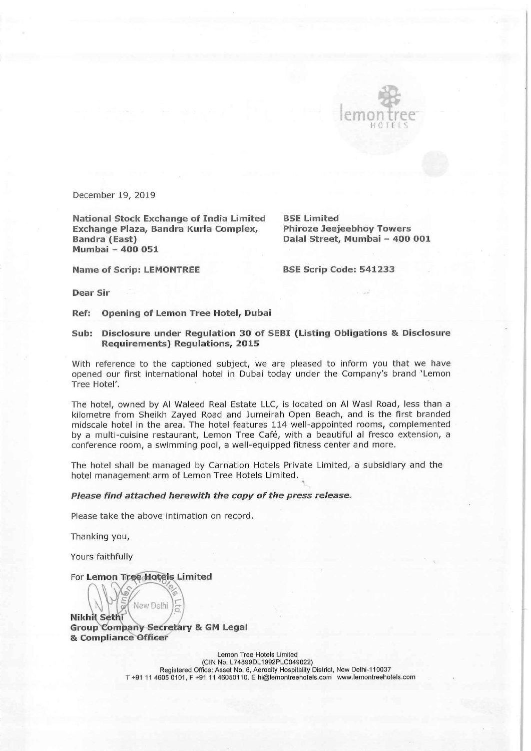December 19, 2019

**National Stock Exchange of India Limited**
**Exchange Plaza, Bandra Kurla Complex,**
**Bandra (East)**
**Mumbai – 400 051**

**BSE Limited**
**Phiroze Jeejeebhoy Towers**
**Dalal Street, Mumbai – 400 001**

**Name of Scrip: LEMONTREE**

**BSE Scrip Code: 541233**

**Dear Sir**

**Ref: Opening of Lemon Tree Hotel, Dubai**

**Sub: Disclosure under Regulation 30 of SEBI (Listing Obligations & Disclosure Requirements) Regulations, 2015**

With reference to the captioned subject, we are pleased to inform you that we have opened our first international hotel in Dubai today under the Company's brand 'Lemon Tree Hotel'.

The hotel, owned by Al Waleed Real Estate LLC, is located on Al Wasl Road, less than a kilometre from Sheikh Zayed Road and Jumeirah Open Beach, and is the first branded midscale hotel in the area. The hotel features 114 well-appointed rooms, complemented by a multi-cuisine restaurant, Lemon Tree Café, with a beautiful al fresco extension, a conference room, a swimming pool, a well-equipped fitness center and more.

The hotel shall be managed by Carnation Hotels Private Limited, a subsidiary and the hotel management arm of Lemon Tree Hotels Limited.

***Please find attached herewith the copy of the press release.***

Please take the above intimation on record.

Thanking you,

Yours faithfully

For **Lemon Tree Hotels Limited**

**Nikhil Sethi**
**Group Company Secretary & GM Legal**
**& Compliance Officer**

Lemon Tree Hotels Limited
(CIN No. L74899DL1992PLC049022)
Registered Office: Asset No. 6, Aerocity Hospitality District, New Delhi-110037
T +91 11 4605 0101, F +91 11 46050110. E hi@lemontreehotels.com www.lemontreehotels.com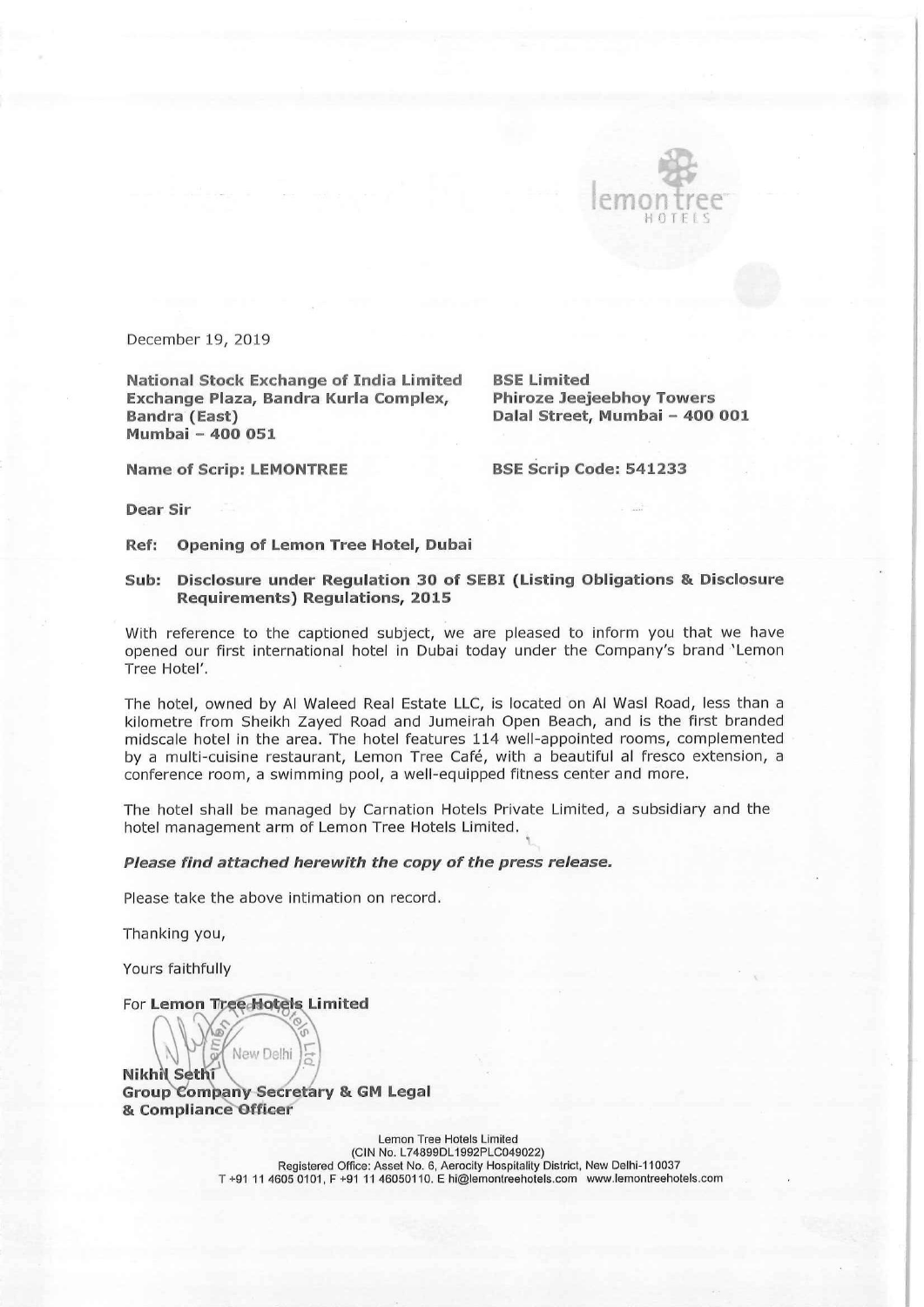December 19, 2019

**National Stock Exchange of India Limited**
**Exchange Plaza, Bandra Kurla Complex,**
**Bandra (East)**
**Mumbai – 400 051**

**BSE Limited**
**Phiroze Jeejeebhoy Towers**
**Dalal Street, Mumbai – 400 001**

**Name of Scrip: LEMONTREE**

**BSE Scrip Code: 541233**

**Dear Sir**

**Ref: Opening of Lemon Tree Hotel, Dubai**

**Sub: Disclosure under Regulation 30 of SEBI (Listing Obligations & Disclosure Requirements) Regulations, 2015**

With reference to the captioned subject, we are pleased to inform you that we have opened our first international hotel in Dubai today under the Company's brand 'Lemon Tree Hotel'.

The hotel, owned by Al Waleed Real Estate LLC, is located on Al Wasl Road, less than a kilometre from Sheikh Zayed Road and Jumeirah Open Beach, and is the first branded midscale hotel in the area. The hotel features 114 well-appointed rooms, complemented by a multi-cuisine restaurant, Lemon Tree Café, with a beautiful al fresco extension, a conference room, a swimming pool, a well-equipped fitness center and more.

The hotel shall be managed by Carnation Hotels Private Limited, a subsidiary and the hotel management arm of Lemon Tree Hotels Limited.

***Please find attached herewith the copy of the press release.***

Please take the above intimation on record.

Thanking you,

Yours faithfully

For **Lemon Tree Hotels Limited**

**Nikhil Sethi**
**Group Company Secretary & GM Legal**
**& Compliance Officer**

Lemon Tree Hotels Limited
(CIN No. L74899DL1992PLC049022)
Registered Office: Asset No. 6, Aerocity Hospitality District, New Delhi-110037
T +91 11 4605 0101, F +91 11 46050110. E hi@lemontreehotels.com www.lemontreehotels.com